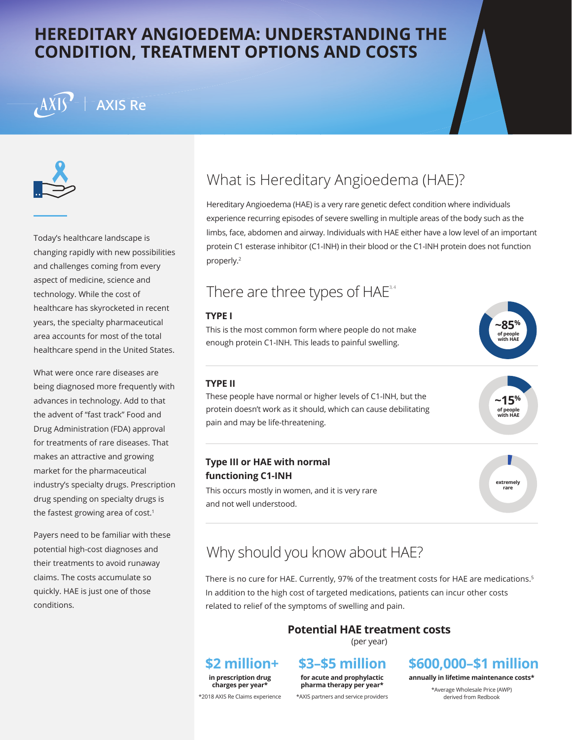# HEREDITARY ANGIOEDEMA: UNDERSTANDING THE CONDITION, TREATMENT OPTIONS AND COSTS

AXIS | AXIS Re

Today's healthcare landscape is changing rapidly with new possibilities and challenges coming from every aspect of medicine, science and technology. While the cost of healthcare has skyrocketed in recent years, the specialty pharmaceutical area accounts for most of the total healthcare spend in the United States.

What were once rare diseases are being diagnosed more frequently with advances in technology. Add to that the advent of "fast track" Food and Drug Administration (FDA) approval for treatments of rare diseases. That makes an attractive and growing market for the pharmaceutical industry's specialty drugs. Prescription drug spending on specialty drugs is the fastest growing area of cost.[1]

Payers need to be familiar with these potential high-cost diagnoses and their treatments to avoid runaway claims. The costs accumulate so quickly. HAE is just one of those conditions.

## What is Hereditary Angioedema (HAE)?

Hereditary Angioedema (HAE) is a very rare genetic defect condition where individuals experience recurring episodes of severe swelling in multiple areas of the body such as the limbs, face, abdomen and airway. Individuals with HAE either have a low level of an important protein C1 esterase inhibitor (C1-INH) in their blood or the C1-INH protein does not function properly.[2]

## There are three types of HAE[3,4]

**TYPE I**

This is the most common form where people do not make enough protein C1-INH. This leads to painful swelling.

~85% of people with HAE

**TYPE II**

These people have normal or higher levels of C1-INH, but the protein doesn't work as it should, which can cause debilitating pain and may be life-threatening.

~15% of people with HAE

**Type III or HAE with normal functioning C1-INH**

This occurs mostly in women, and it is very rare and not well understood.

extremely rare

## Why should you know about HAE?

There is no cure for HAE. Currently, 97% of the treatment costs for HAE are medications.[5] In addition to the high cost of targeted medications, patients can incur other costs related to relief of the symptoms of swelling and pain.

### Potential HAE treatment costs

(per year)

**$2 million+**
**in prescription drug charges per year***
*2018 AXIS Re Claims experience

**$3–$5 million**
**for acute and prophylactic pharma therapy per year***
*AXIS partners and service providers

**$600,000–$1 million**
**annually in lifetime maintenance costs***
*Average Wholesale Price (AWP) derived from Redbook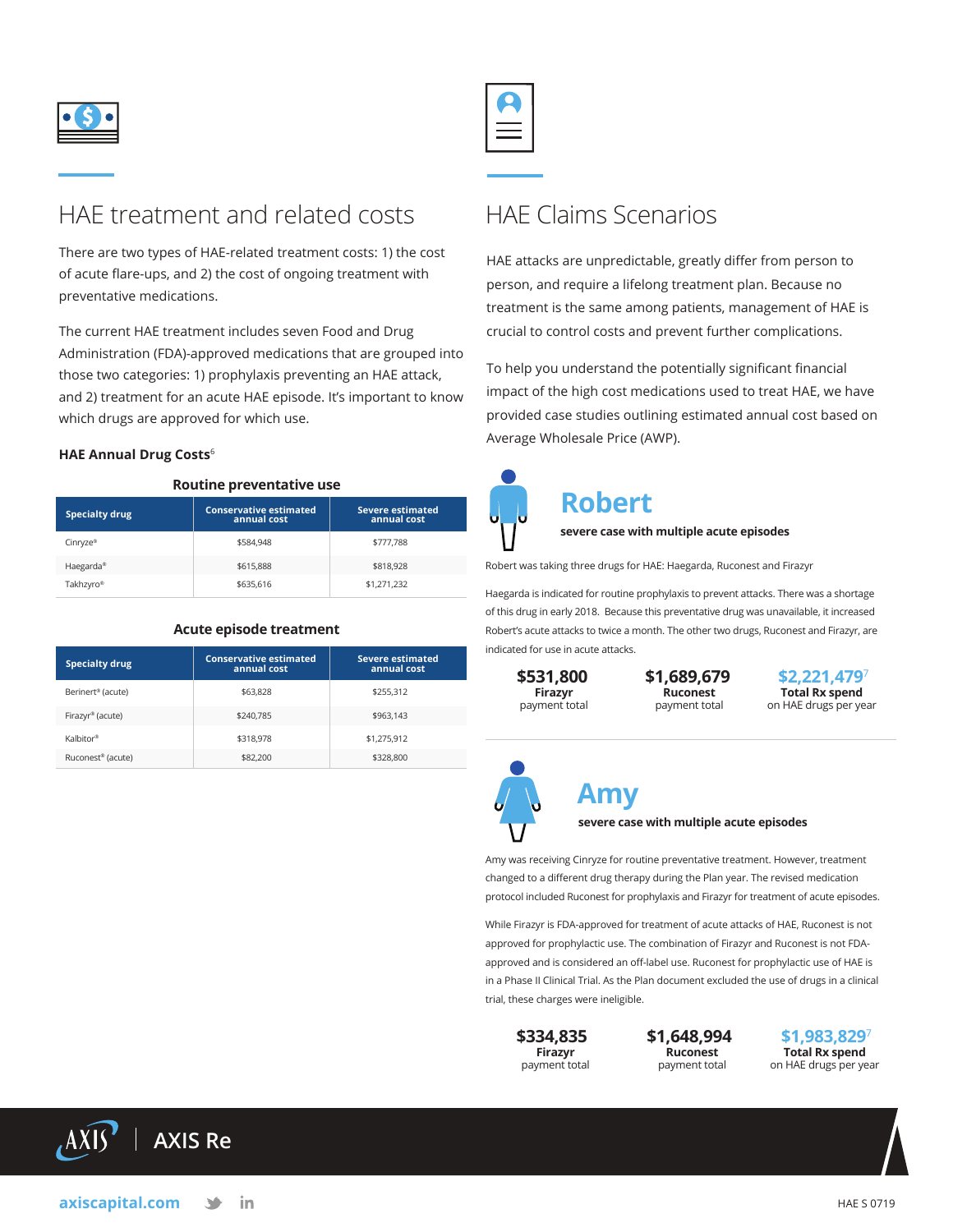## HAE treatment and related costs

There are two types of HAE-related treatment costs: 1) the cost of acute flare-ups, and 2) the cost of ongoing treatment with preventative medications.

The current HAE treatment includes seven Food and Drug Administration (FDA)-approved medications that are grouped into those two categories: 1) prophylaxis preventing an HAE attack, and 2) treatment for an acute HAE episode. It's important to know which drugs are approved for which use.

### HAE Annual Drug Costs[6]

**Routine preventative use**

| Specialty drug | Conservative estimated annual cost | Severe estimated annual cost |
|---|---|---|
| Cinryze® | $584,948 | $777,788 |
| Haegarda® | $615,888 | $818,928 |
| Takhzyro® | $635,616 | $1,271,232 |

**Acute episode treatment**

| Specialty drug | Conservative estimated annual cost | Severe estimated annual cost |
|---|---|---|
| Berinert® (acute) | $63,828 | $255,312 |
| Firazyr® (acute) | $240,785 | $963,143 |
| Kalbitor® | $318,978 | $1,275,912 |
| Ruconest® (acute) | $82,200 | $328,800 |

## HAE Claims Scenarios

HAE attacks are unpredictable, greatly differ from person to person, and require a lifelong treatment plan. Because no treatment is the same among patients, management of HAE is crucial to control costs and prevent further complications.

To help you understand the potentially significant financial impact of the high cost medications used to treat HAE, we have provided case studies outlining estimated annual cost based on Average Wholesale Price (AWP).

### Robert

**severe case with multiple acute episodes**

Robert was taking three drugs for HAE: Haegarda, Ruconest and Firazyr

Haegarda is indicated for routine prophylaxis to prevent attacks. There was a shortage of this drug in early 2018. Because this preventative drug was unavailable, it increased Robert's acute attacks to twice a month. The other two drugs, Ruconest and Firazyr, are indicated for use in acute attacks.

**$531,800**
**Firazyr**
payment total

**$1,689,679**
**Ruconest**
payment total

**$2,221,479**[7]
**Total Rx spend**
on HAE drugs per year

### Amy

**severe case with multiple acute episodes**

Amy was receiving Cinryze for routine preventative treatment. However, treatment changed to a different drug therapy during the Plan year. The revised medication protocol included Ruconest for prophylaxis and Firazyr for treatment of acute episodes.

While Firazyr is FDA-approved for treatment of acute attacks of HAE, Ruconest is not approved for prophylactic use. The combination of Firazyr and Ruconest is not FDA-approved and is considered an off-label use. Ruconest for prophylactic use of HAE is in a Phase II Clinical Trial. As the Plan document excluded the use of drugs in a clinical trial, these charges were ineligible.

**$334,835**
**Firazyr**
payment total

**$1,648,994**
**Ruconest**
payment total

**$1,983,829**[7]
**Total Rx spend**
on HAE drugs per year

AXIS Re

axiscapital.com

HAE S 0719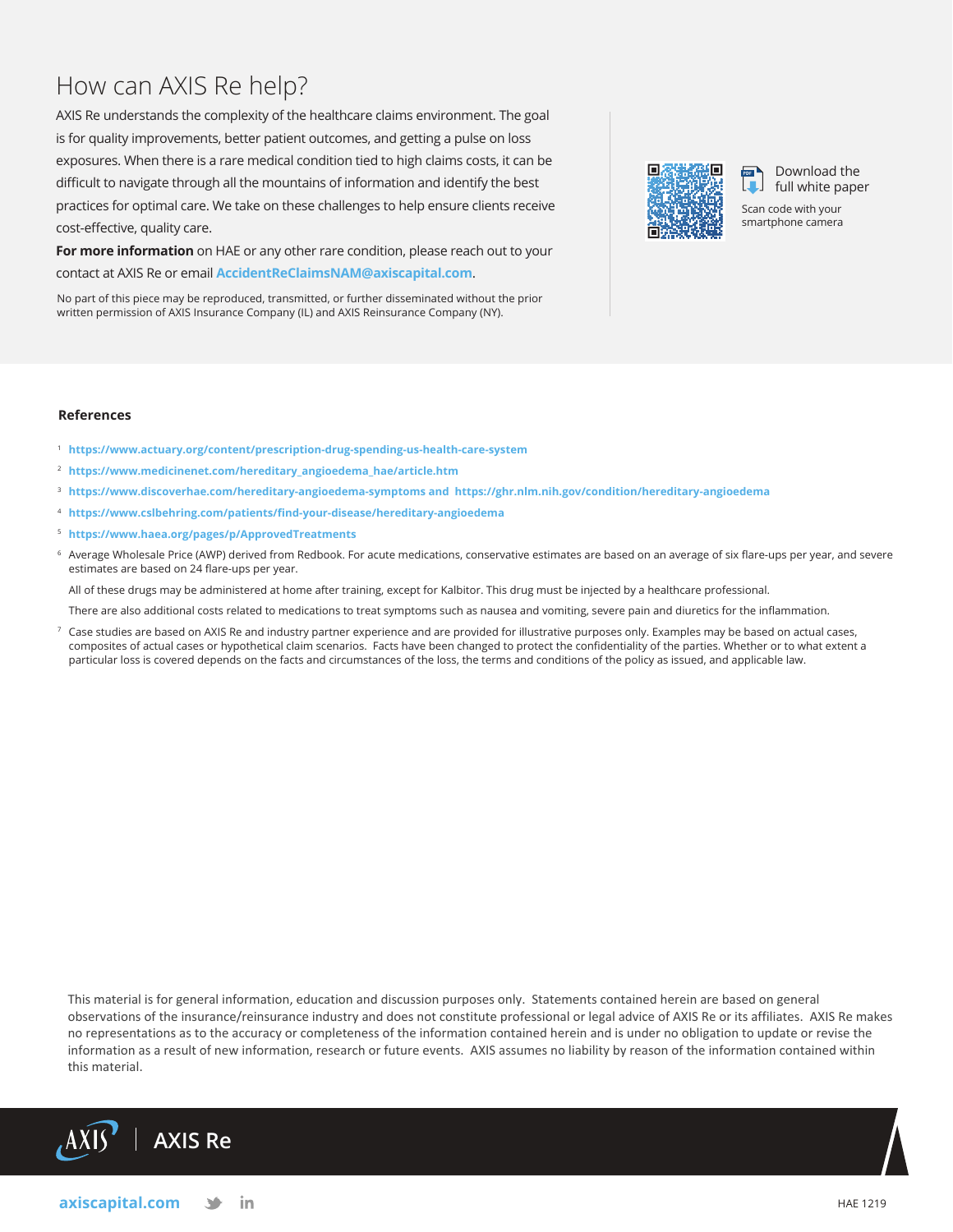# How can AXIS Re help?

AXIS Re understands the complexity of the healthcare claims environment. The goal is for quality improvements, better patient outcomes, and getting a pulse on loss exposures. When there is a rare medical condition tied to high claims costs, it can be difficult to navigate through all the mountains of information and identify the best practices for optimal care. We take on these challenges to help ensure clients receive cost-effective, quality care.

**For more information** on HAE or any other rare condition, please reach out to your contact at AXIS Re or email **AccidentReClaimsNAM@axiscapital.com**.

No part of this piece may be reproduced, transmitted, or further disseminated without the prior written permission of AXIS Insurance Company (IL) and AXIS Reinsurance Company (NY).

Download the full white paper

Scan code with your smartphone camera

## References

1. https://www.actuary.org/content/prescription-drug-spending-us-health-care-system
2. https://www.medicinenet.com/hereditary_angioedema_hae/article.htm
3. https://www.discoverhae.com/hereditary-angioedema-symptoms and https://ghr.nlm.nih.gov/condition/hereditary-angioedema
4. https://www.cslbehring.com/patients/find-your-disease/hereditary-angioedema
5. https://www.haea.org/pages/p/ApprovedTreatments
6. Average Wholesale Price (AWP) derived from Redbook. For acute medications, conservative estimates are based on an average of six flare-ups per year, and severe estimates are based on 24 flare-ups per year.

   All of these drugs may be administered at home after training, except for Kalbitor. This drug must be injected by a healthcare professional.

   There are also additional costs related to medications to treat symptoms such as nausea and vomiting, severe pain and diuretics for the inflammation.
7. Case studies are based on AXIS Re and industry partner experience and are provided for illustrative purposes only. Examples may be based on actual cases, composites of actual cases or hypothetical claim scenarios. Facts have been changed to protect the confidentiality of the parties. Whether or to what extent a particular loss is covered depends on the facts and circumstances of the loss, the terms and conditions of the policy as issued, and applicable law.

This material is for general information, education and discussion purposes only. Statements contained herein are based on general observations of the insurance/reinsurance industry and does not constitute professional or legal advice of AXIS Re or its affiliates. AXIS Re makes no representations as to the accuracy or completeness of the information contained herein and is under no obligation to update or revise the information as a result of new information, research or future events. AXIS assumes no liability by reason of the information contained within this material.

AXIS | AXIS Re

axiscapital.com

HAE 1219